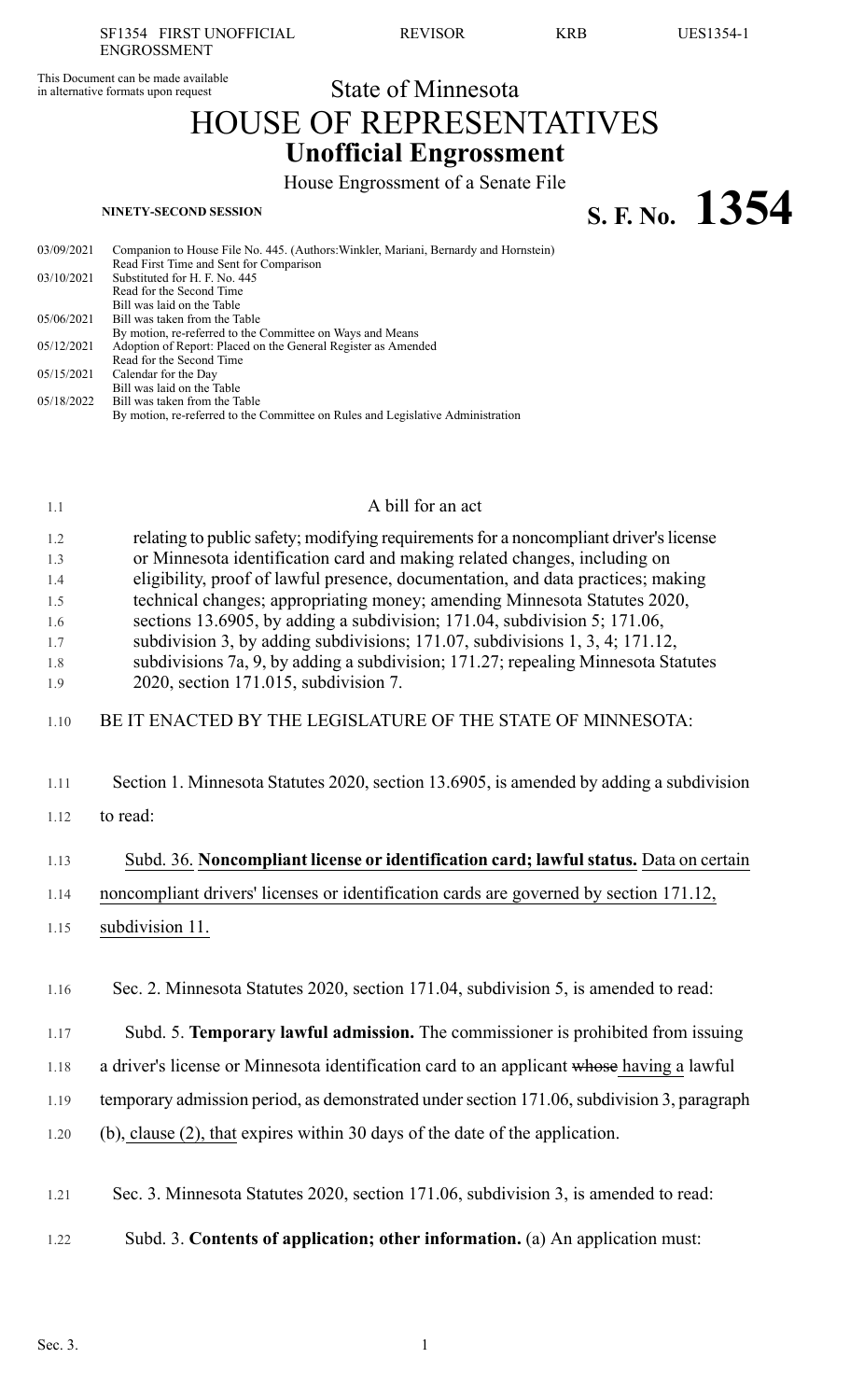This Document can be made available in alternative formats upon request

State of Minnesota

# HOUSE OF REPRESENTATIVES

## Unofficial Engrossment

House Engrossment of a Senate File

**NINETY-SECOND SESSION**

# S. F. No. 1354

| | |
|---|---|
| 03/09/2021 | Companion to House File No. 445. (Authors:Winkler, Mariani, Bernardy and Hornstein) Read First Time and Sent for Comparison |
| 03/10/2021 | Substituted for H. F. No. 445 Read for the Second Time Bill was laid on the Table |
| 05/06/2021 | Bill was taken from the Table By motion, re-referred to the Committee on Ways and Means |
| 05/12/2021 | Adoption of Report: Placed on the General Register as Amended Read for the Second Time |
| 05/15/2021 | Calendar for the Day Bill was laid on the Table |
| 05/18/2022 | Bill was taken from the Table By motion, re-referred to the Committee on Rules and Legislative Administration |

A bill for an act

relating to public safety; modifying requirements for a noncompliant driver's license or Minnesota identification card and making related changes, including on eligibility, proof of lawful presence, documentation, and data practices; making technical changes; appropriating money; amending Minnesota Statutes 2020, sections 13.6905, by adding a subdivision; 171.04, subdivision 5; 171.06, subdivision 3, by adding subdivisions; 171.07, subdivisions 1, 3, 4; 171.12, subdivisions 7a, 9, by adding a subdivision; 171.27; repealing Minnesota Statutes 2020, section 171.015, subdivision 7.

BE IT ENACTED BY THE LEGISLATURE OF THE STATE OF MINNESOTA:

Section 1. Minnesota Statutes 2020, section 13.6905, is amended by adding a subdivision to read:

Subd. 36. **Noncompliant license or identification card; lawful status.** Data on certain noncompliant drivers' licenses or identification cards are governed by section 171.12, subdivision 11.

Sec. 2. Minnesota Statutes 2020, section 171.04, subdivision 5, is amended to read:

Subd. 5. **Temporary lawful admission.** The commissioner is prohibited from issuing a driver's license or Minnesota identification card to an applicant ~~whose~~ having a lawful temporary admission period, as demonstrated under section 171.06, subdivision 3, paragraph (b), clause (2), that expires within 30 days of the date of the application.

Sec. 3. Minnesota Statutes 2020, section 171.06, subdivision 3, is amended to read:

Subd. 3. **Contents of application; other information.** (a) An application must: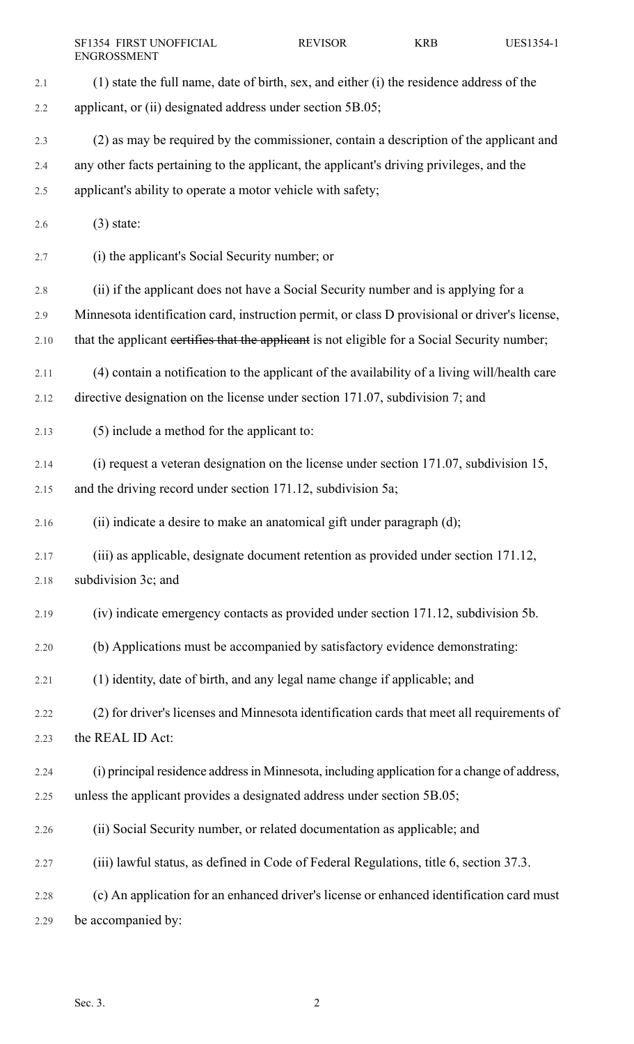(1) state the full name, date of birth, sex, and either (i) the residence address of the applicant, or (ii) designated address under section 5B.05;

(2) as may be required by the commissioner, contain a description of the applicant and any other facts pertaining to the applicant, the applicant's driving privileges, and the applicant's ability to operate a motor vehicle with safety;

(3) state:

(i) the applicant's Social Security number; or

(ii) if the applicant does not have a Social Security number and is applying for a Minnesota identification card, instruction permit, or class D provisional or driver's license, that the applicant ~~certifies that the applicant~~ is not eligible for a Social Security number;

(4) contain a notification to the applicant of the availability of a living will/health care directive designation on the license under section 171.07, subdivision 7; and

(5) include a method for the applicant to:

(i) request a veteran designation on the license under section 171.07, subdivision 15, and the driving record under section 171.12, subdivision 5a;

(ii) indicate a desire to make an anatomical gift under paragraph (d);

(iii) as applicable, designate document retention as provided under section 171.12, subdivision 3c; and

(iv) indicate emergency contacts as provided under section 171.12, subdivision 5b.

(b) Applications must be accompanied by satisfactory evidence demonstrating:

(1) identity, date of birth, and any legal name change if applicable; and

(2) for driver's licenses and Minnesota identification cards that meet all requirements of the REAL ID Act:

(i) principal residence address in Minnesota, including application for a change of address, unless the applicant provides a designated address under section 5B.05;

(ii) Social Security number, or related documentation as applicable; and

(iii) lawful status, as defined in Code of Federal Regulations, title 6, section 37.3.

(c) An application for an enhanced driver's license or enhanced identification card must be accompanied by: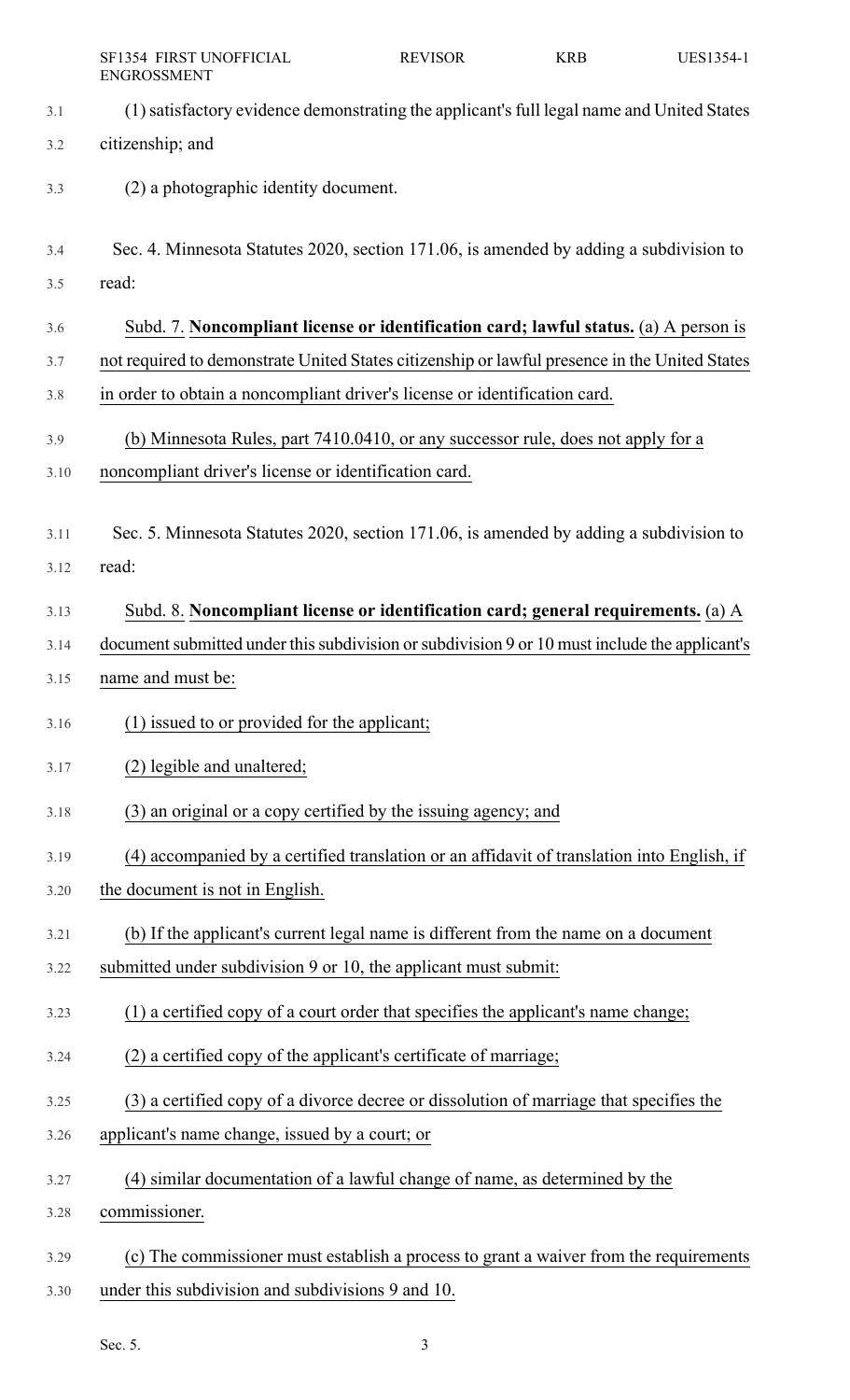(1) satisfactory evidence demonstrating the applicant's full legal name and United States citizenship; and

(2) a photographic identity document.

Sec. 4. Minnesota Statutes 2020, section 171.06, is amended by adding a subdivision to read:

Subd. 7. **Noncompliant license or identification card; lawful status.** (a) A person is not required to demonstrate United States citizenship or lawful presence in the United States in order to obtain a noncompliant driver's license or identification card.

(b) Minnesota Rules, part 7410.0410, or any successor rule, does not apply for a noncompliant driver's license or identification card.

Sec. 5. Minnesota Statutes 2020, section 171.06, is amended by adding a subdivision to read:

Subd. 8. **Noncompliant license or identification card; general requirements.** (a) A document submitted under this subdivision or subdivision 9 or 10 must include the applicant's name and must be:

(1) issued to or provided for the applicant;

(2) legible and unaltered;

(3) an original or a copy certified by the issuing agency; and

(4) accompanied by a certified translation or an affidavit of translation into English, if the document is not in English.

(b) If the applicant's current legal name is different from the name on a document submitted under subdivision 9 or 10, the applicant must submit:

(1) a certified copy of a court order that specifies the applicant's name change;

(2) a certified copy of the applicant's certificate of marriage;

(3) a certified copy of a divorce decree or dissolution of marriage that specifies the applicant's name change, issued by a court; or

(4) similar documentation of a lawful change of name, as determined by the commissioner.

(c) The commissioner must establish a process to grant a waiver from the requirements under this subdivision and subdivisions 9 and 10.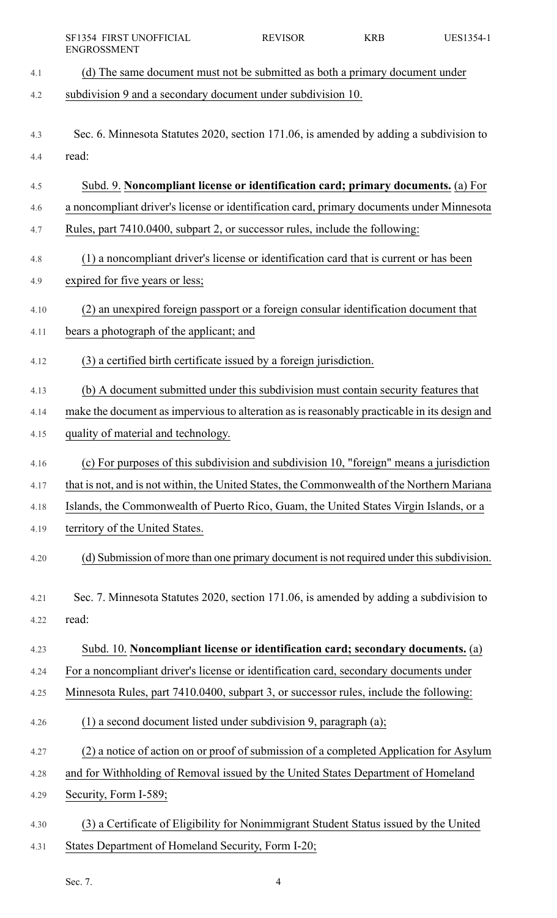(d) The same document must not be submitted as both a primary document under subdivision 9 and a secondary document under subdivision 10.

Sec. 6. Minnesota Statutes 2020, section 171.06, is amended by adding a subdivision to read:

Subd. 9. **Noncompliant license or identification card; primary documents.** (a) For a noncompliant driver's license or identification card, primary documents under Minnesota Rules, part 7410.0400, subpart 2, or successor rules, include the following:

(1) a noncompliant driver's license or identification card that is current or has been expired for five years or less;

(2) an unexpired foreign passport or a foreign consular identification document that bears a photograph of the applicant; and

(3) a certified birth certificate issued by a foreign jurisdiction.

(b) A document submitted under this subdivision must contain security features that make the document as impervious to alteration as is reasonably practicable in its design and quality of material and technology.

(c) For purposes of this subdivision and subdivision 10, "foreign" means a jurisdiction that is not, and is not within, the United States, the Commonwealth of the Northern Mariana Islands, the Commonwealth of Puerto Rico, Guam, the United States Virgin Islands, or a territory of the United States.

(d) Submission of more than one primary document is not required under this subdivision.

Sec. 7. Minnesota Statutes 2020, section 171.06, is amended by adding a subdivision to read:

Subd. 10. **Noncompliant license or identification card; secondary documents.** (a) For a noncompliant driver's license or identification card, secondary documents under Minnesota Rules, part 7410.0400, subpart 3, or successor rules, include the following:

(1) a second document listed under subdivision 9, paragraph (a);

(2) a notice of action on or proof of submission of a completed Application for Asylum and for Withholding of Removal issued by the United States Department of Homeland Security, Form I-589;

(3) a Certificate of Eligibility for Nonimmigrant Student Status issued by the United States Department of Homeland Security, Form I-20;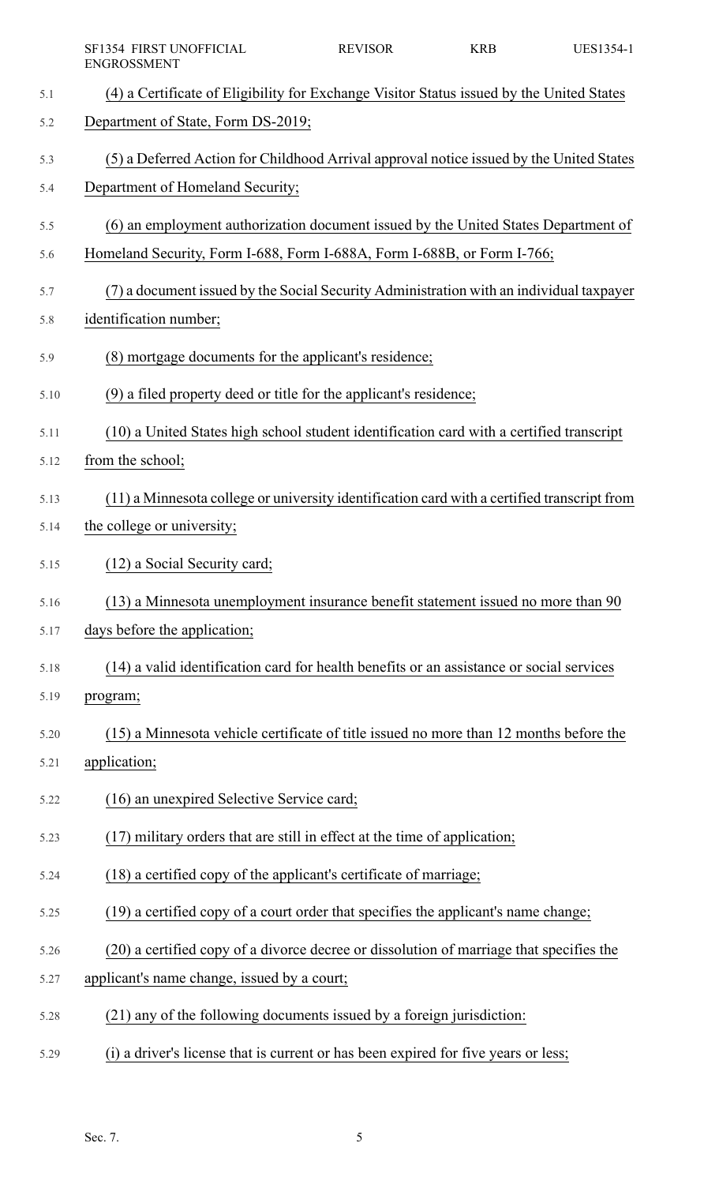(4) a Certificate of Eligibility for Exchange Visitor Status issued by the United States Department of State, Form DS-2019;

(5) a Deferred Action for Childhood Arrival approval notice issued by the United States Department of Homeland Security;

(6) an employment authorization document issued by the United States Department of Homeland Security, Form I-688, Form I-688A, Form I-688B, or Form I-766;

(7) a document issued by the Social Security Administration with an individual taxpayer identification number;

(8) mortgage documents for the applicant's residence;

(9) a filed property deed or title for the applicant's residence;

(10) a United States high school student identification card with a certified transcript from the school;

(11) a Minnesota college or university identification card with a certified transcript from the college or university;

(12) a Social Security card;

(13) a Minnesota unemployment insurance benefit statement issued no more than 90 days before the application;

(14) a valid identification card for health benefits or an assistance or social services program;

(15) a Minnesota vehicle certificate of title issued no more than 12 months before the application;

(16) an unexpired Selective Service card;

(17) military orders that are still in effect at the time of application;

(18) a certified copy of the applicant's certificate of marriage;

(19) a certified copy of a court order that specifies the applicant's name change;

(20) a certified copy of a divorce decree or dissolution of marriage that specifies the applicant's name change, issued by a court;

(21) any of the following documents issued by a foreign jurisdiction:

(i) a driver's license that is current or has been expired for five years or less;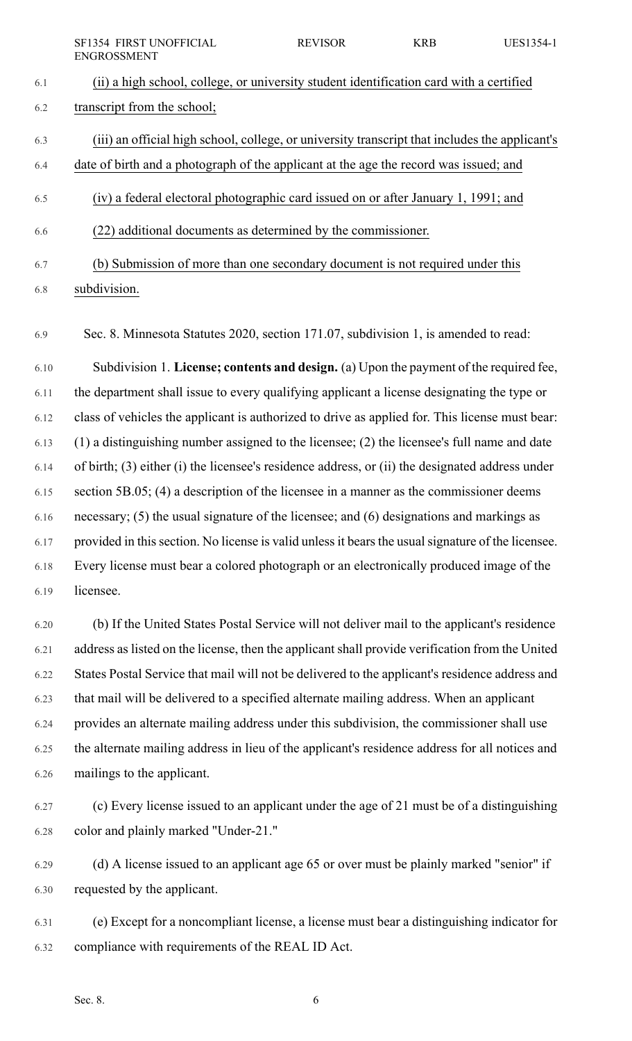(ii) a high school, college, or university student identification card with a certified transcript from the school;

(iii) an official high school, college, or university transcript that includes the applicant's date of birth and a photograph of the applicant at the age the record was issued; and

(iv) a federal electoral photographic card issued on or after January 1, 1991; and

(22) additional documents as determined by the commissioner.

(b) Submission of more than one secondary document is not required under this subdivision.

Sec. 8. Minnesota Statutes 2020, section 171.07, subdivision 1, is amended to read:

Subdivision 1. **License; contents and design.** (a) Upon the payment of the required fee, the department shall issue to every qualifying applicant a license designating the type or class of vehicles the applicant is authorized to drive as applied for. This license must bear: (1) a distinguishing number assigned to the licensee; (2) the licensee's full name and date of birth; (3) either (i) the licensee's residence address, or (ii) the designated address under section 5B.05; (4) a description of the licensee in a manner as the commissioner deems necessary; (5) the usual signature of the licensee; and (6) designations and markings as provided in this section. No license is valid unless it bears the usual signature of the licensee. Every license must bear a colored photograph or an electronically produced image of the licensee.

(b) If the United States Postal Service will not deliver mail to the applicant's residence address as listed on the license, then the applicant shall provide verification from the United States Postal Service that mail will not be delivered to the applicant's residence address and that mail will be delivered to a specified alternate mailing address. When an applicant provides an alternate mailing address under this subdivision, the commissioner shall use the alternate mailing address in lieu of the applicant's residence address for all notices and mailings to the applicant.

(c) Every license issued to an applicant under the age of 21 must be of a distinguishing color and plainly marked "Under-21."

(d) A license issued to an applicant age 65 or over must be plainly marked "senior" if requested by the applicant.

(e) Except for a noncompliant license, a license must bear a distinguishing indicator for compliance with requirements of the REAL ID Act.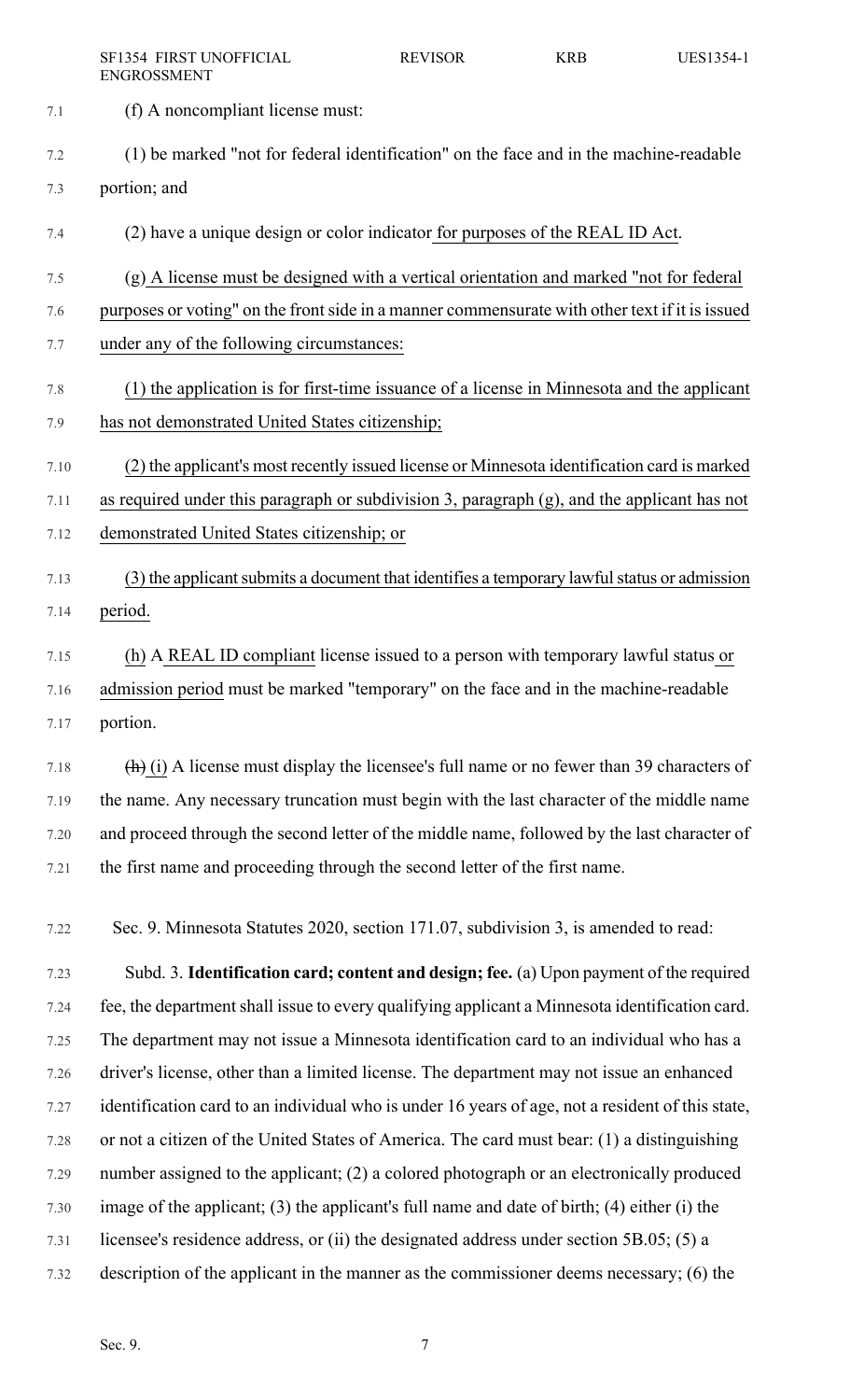(f) A noncompliant license must:

(1) be marked "not for federal identification" on the face and in the machine-readable portion; and

(2) have a unique design or color indicator for purposes of the REAL ID Act.

(g) A license must be designed with a vertical orientation and marked "not for federal purposes or voting" on the front side in a manner commensurate with other text if it is issued under any of the following circumstances:

(1) the application is for first-time issuance of a license in Minnesota and the applicant has not demonstrated United States citizenship;

(2) the applicant's most recently issued license or Minnesota identification card is marked as required under this paragraph or subdivision 3, paragraph (g), and the applicant has not demonstrated United States citizenship; or

(3) the applicant submits a document that identifies a temporary lawful status or admission period.

(h) A REAL ID compliant license issued to a person with temporary lawful status or admission period must be marked "temporary" on the face and in the machine-readable portion.

~~(h)~~ (i) A license must display the licensee's full name or no fewer than 39 characters of the name. Any necessary truncation must begin with the last character of the middle name and proceed through the second letter of the middle name, followed by the last character of the first name and proceeding through the second letter of the first name.

Sec. 9. Minnesota Statutes 2020, section 171.07, subdivision 3, is amended to read:

Subd. 3. **Identification card; content and design; fee.** (a) Upon payment of the required fee, the department shall issue to every qualifying applicant a Minnesota identification card. The department may not issue a Minnesota identification card to an individual who has a driver's license, other than a limited license. The department may not issue an enhanced identification card to an individual who is under 16 years of age, not a resident of this state, or not a citizen of the United States of America. The card must bear: (1) a distinguishing number assigned to the applicant; (2) a colored photograph or an electronically produced image of the applicant; (3) the applicant's full name and date of birth; (4) either (i) the licensee's residence address, or (ii) the designated address under section 5B.05; (5) a description of the applicant in the manner as the commissioner deems necessary; (6) the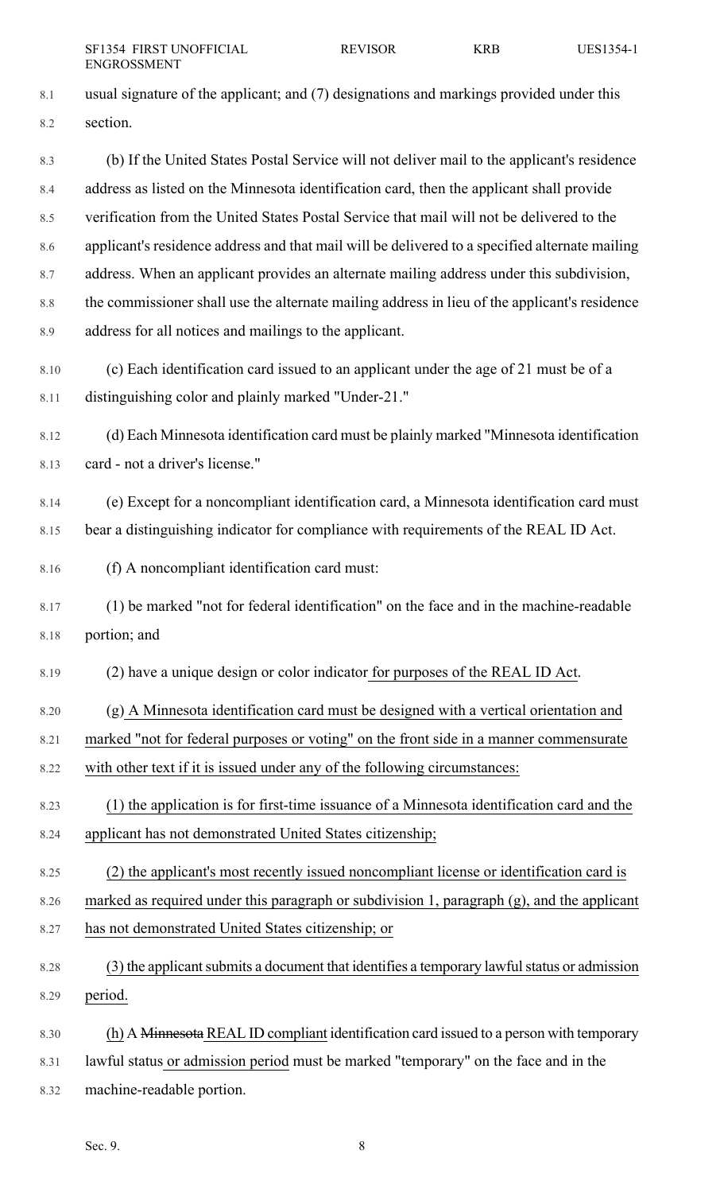usual signature of the applicant; and (7) designations and markings provided under this section.

(b) If the United States Postal Service will not deliver mail to the applicant's residence address as listed on the Minnesota identification card, then the applicant shall provide verification from the United States Postal Service that mail will not be delivered to the applicant's residence address and that mail will be delivered to a specified alternate mailing address. When an applicant provides an alternate mailing address under this subdivision, the commissioner shall use the alternate mailing address in lieu of the applicant's residence address for all notices and mailings to the applicant.

(c) Each identification card issued to an applicant under the age of 21 must be of a distinguishing color and plainly marked "Under-21."

(d) Each Minnesota identification card must be plainly marked "Minnesota identification card - not a driver's license."

(e) Except for a noncompliant identification card, a Minnesota identification card must bear a distinguishing indicator for compliance with requirements of the REAL ID Act.

(f) A noncompliant identification card must:

(1) be marked "not for federal identification" on the face and in the machine-readable portion; and

(2) have a unique design or color indicator for purposes of the REAL ID Act.

(g) A Minnesota identification card must be designed with a vertical orientation and marked "not for federal purposes or voting" on the front side in a manner commensurate with other text if it is issued under any of the following circumstances:

(1) the application is for first-time issuance of a Minnesota identification card and the applicant has not demonstrated United States citizenship;

(2) the applicant's most recently issued noncompliant license or identification card is marked as required under this paragraph or subdivision 1, paragraph (g), and the applicant has not demonstrated United States citizenship; or

(3) the applicant submits a document that identifies a temporary lawful status or admission period.

(h) A ~~Minnesota~~ REAL ID compliant identification card issued to a person with temporary lawful status or admission period must be marked "temporary" on the face and in the machine-readable portion.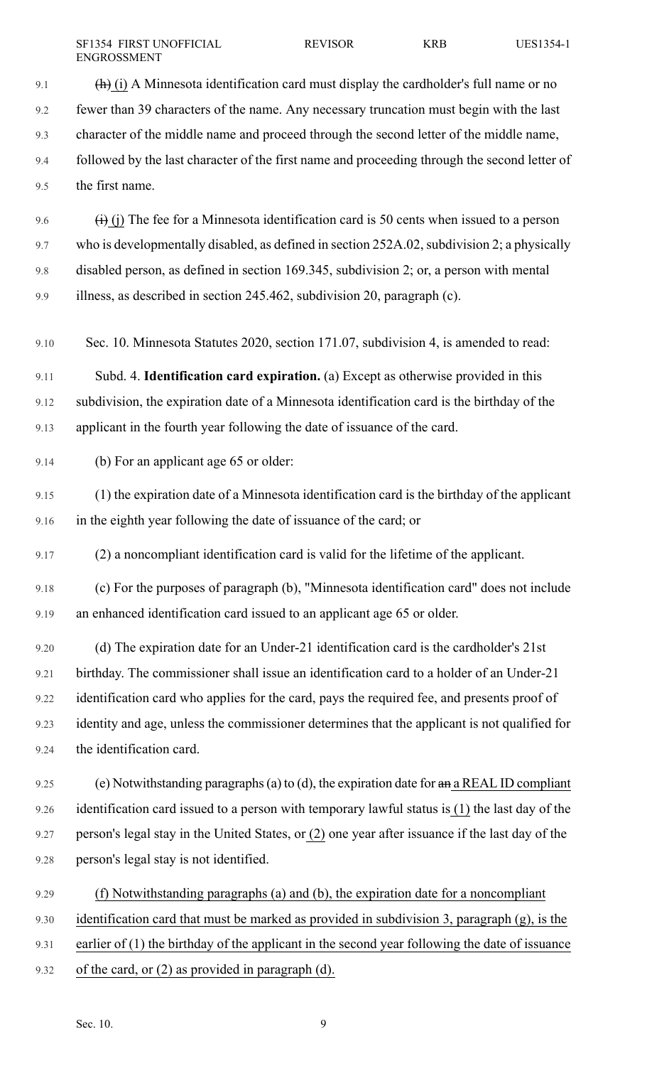~~(h)~~ (i) A Minnesota identification card must display the cardholder's full name or no fewer than 39 characters of the name. Any necessary truncation must begin with the last character of the middle name and proceed through the second letter of the middle name, followed by the last character of the first name and proceeding through the second letter of the first name.

~~(i)~~ (j) The fee for a Minnesota identification card is 50 cents when issued to a person who is developmentally disabled, as defined in section 252A.02, subdivision 2; a physically disabled person, as defined in section 169.345, subdivision 2; or, a person with mental illness, as described in section 245.462, subdivision 20, paragraph (c).

Sec. 10. Minnesota Statutes 2020, section 171.07, subdivision 4, is amended to read:

Subd. 4. **Identification card expiration.** (a) Except as otherwise provided in this subdivision, the expiration date of a Minnesota identification card is the birthday of the applicant in the fourth year following the date of issuance of the card.

(b) For an applicant age 65 or older:

(1) the expiration date of a Minnesota identification card is the birthday of the applicant in the eighth year following the date of issuance of the card; or

(2) a noncompliant identification card is valid for the lifetime of the applicant.

(c) For the purposes of paragraph (b), "Minnesota identification card" does not include an enhanced identification card issued to an applicant age 65 or older.

(d) The expiration date for an Under-21 identification card is the cardholder's 21st birthday. The commissioner shall issue an identification card to a holder of an Under-21 identification card who applies for the card, pays the required fee, and presents proof of identity and age, unless the commissioner determines that the applicant is not qualified for the identification card.

(e) Notwithstanding paragraphs (a) to (d), the expiration date for ~~an~~ a REAL ID compliant identification card issued to a person with temporary lawful status is (1) the last day of the person's legal stay in the United States, or (2) one year after issuance if the last day of the person's legal stay is not identified.

(f) Notwithstanding paragraphs (a) and (b), the expiration date for a noncompliant identification card that must be marked as provided in subdivision 3, paragraph (g), is the earlier of (1) the birthday of the applicant in the second year following the date of issuance of the card, or (2) as provided in paragraph (d).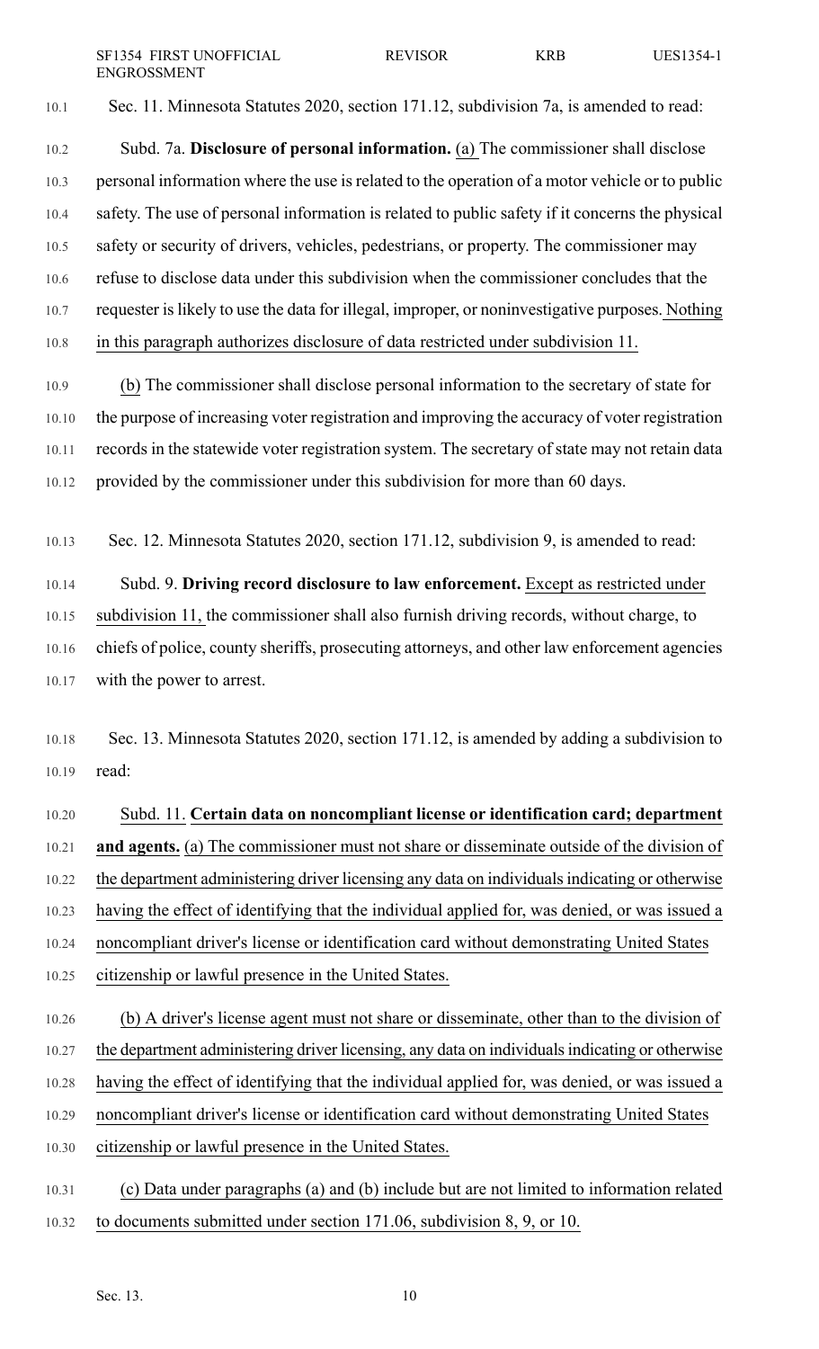Sec. 11. Minnesota Statutes 2020, section 171.12, subdivision 7a, is amended to read:

Subd. 7a. **Disclosure of personal information.** (a) The commissioner shall disclose personal information where the use is related to the operation of a motor vehicle or to public safety. The use of personal information is related to public safety if it concerns the physical safety or security of drivers, vehicles, pedestrians, or property. The commissioner may refuse to disclose data under this subdivision when the commissioner concludes that the requester is likely to use the data for illegal, improper, or noninvestigative purposes. Nothing in this paragraph authorizes disclosure of data restricted under subdivision 11.

(b) The commissioner shall disclose personal information to the secretary of state for the purpose of increasing voter registration and improving the accuracy of voter registration records in the statewide voter registration system. The secretary of state may not retain data provided by the commissioner under this subdivision for more than 60 days.

Sec. 12. Minnesota Statutes 2020, section 171.12, subdivision 9, is amended to read:

Subd. 9. **Driving record disclosure to law enforcement.** Except as restricted under subdivision 11, the commissioner shall also furnish driving records, without charge, to chiefs of police, county sheriffs, prosecuting attorneys, and other law enforcement agencies with the power to arrest.

Sec. 13. Minnesota Statutes 2020, section 171.12, is amended by adding a subdivision to read:

Subd. 11. **Certain data on noncompliant license or identification card; department and agents.** (a) The commissioner must not share or disseminate outside of the division of the department administering driver licensing any data on individuals indicating or otherwise having the effect of identifying that the individual applied for, was denied, or was issued a noncompliant driver's license or identification card without demonstrating United States citizenship or lawful presence in the United States.

(b) A driver's license agent must not share or disseminate, other than to the division of the department administering driver licensing, any data on individuals indicating or otherwise having the effect of identifying that the individual applied for, was denied, or was issued a noncompliant driver's license or identification card without demonstrating United States citizenship or lawful presence in the United States.

(c) Data under paragraphs (a) and (b) include but are not limited to information related to documents submitted under section 171.06, subdivision 8, 9, or 10.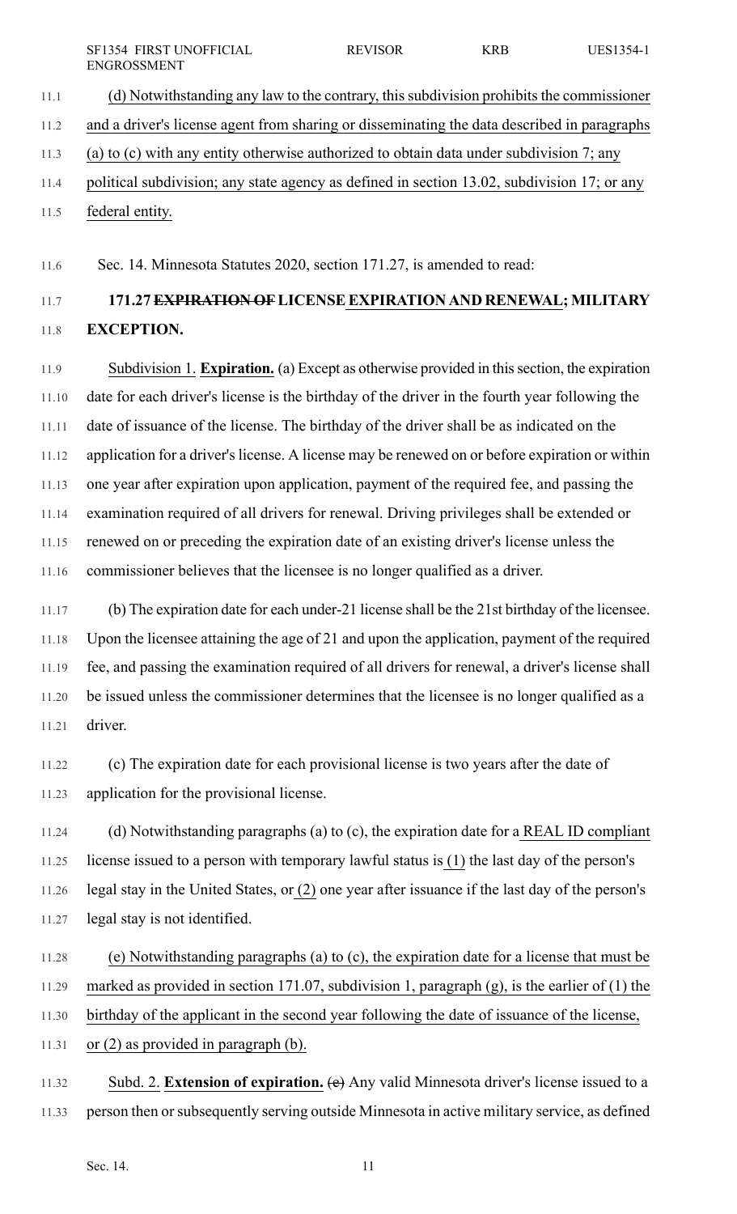(d) Notwithstanding any law to the contrary, this subdivision prohibits the commissioner and a driver's license agent from sharing or disseminating the data described in paragraphs (a) to (c) with any entity otherwise authorized to obtain data under subdivision 7; any political subdivision; any state agency as defined in section 13.02, subdivision 17; or any federal entity.

Sec. 14. Minnesota Statutes 2020, section 171.27, is amended to read:

**171.27 ~~EXPIRATION OF~~ LICENSE EXPIRATION AND RENEWAL; MILITARY EXCEPTION.**

Subdivision 1. **Expiration.** (a) Except as otherwise provided in this section, the expiration date for each driver's license is the birthday of the driver in the fourth year following the date of issuance of the license. The birthday of the driver shall be as indicated on the application for a driver's license. A license may be renewed on or before expiration or within one year after expiration upon application, payment of the required fee, and passing the examination required of all drivers for renewal. Driving privileges shall be extended or renewed on or preceding the expiration date of an existing driver's license unless the commissioner believes that the licensee is no longer qualified as a driver.

(b) The expiration date for each under-21 license shall be the 21st birthday of the licensee. Upon the licensee attaining the age of 21 and upon the application, payment of the required fee, and passing the examination required of all drivers for renewal, a driver's license shall be issued unless the commissioner determines that the licensee is no longer qualified as a driver.

(c) The expiration date for each provisional license is two years after the date of application for the provisional license.

(d) Notwithstanding paragraphs (a) to (c), the expiration date for a REAL ID compliant license issued to a person with temporary lawful status is (1) the last day of the person's legal stay in the United States, or (2) one year after issuance if the last day of the person's legal stay is not identified.

(e) Notwithstanding paragraphs (a) to (c), the expiration date for a license that must be marked as provided in section 171.07, subdivision 1, paragraph (g), is the earlier of (1) the birthday of the applicant in the second year following the date of issuance of the license, or (2) as provided in paragraph (b).

Subd. 2. **Extension of expiration.** ~~(e)~~ Any valid Minnesota driver's license issued to a person then or subsequently serving outside Minnesota in active military service, as defined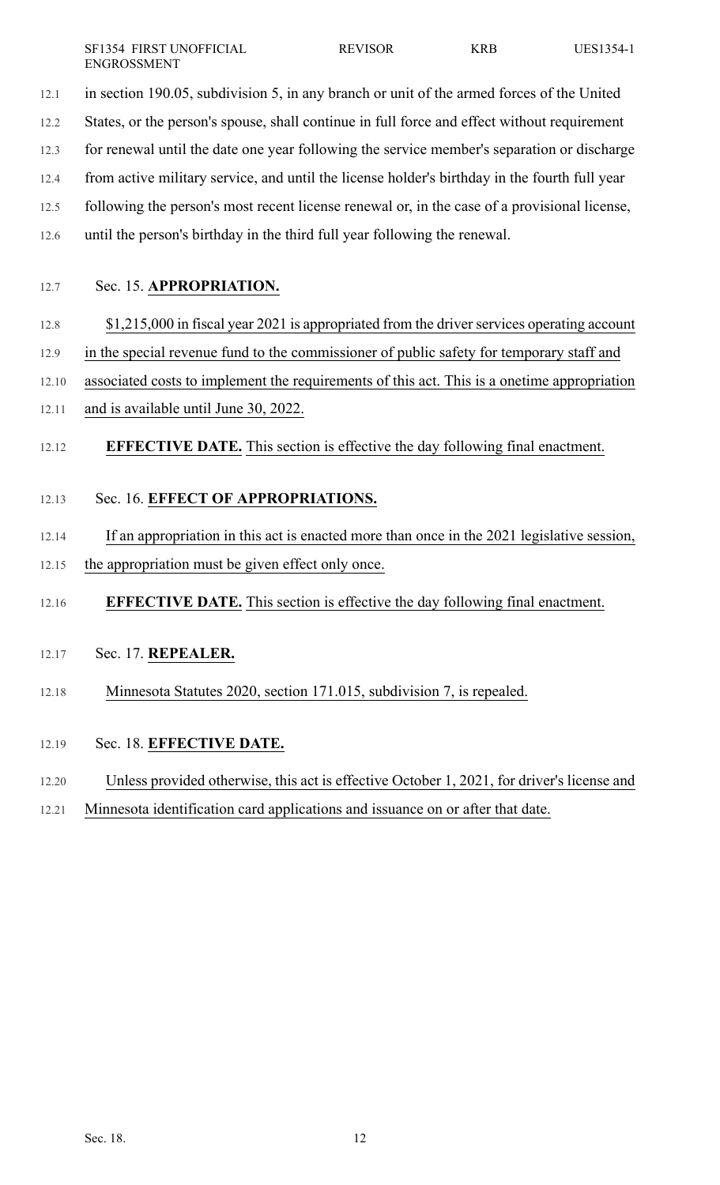in section 190.05, subdivision 5, in any branch or unit of the armed forces of the United States, or the person's spouse, shall continue in full force and effect without requirement for renewal until the date one year following the service member's separation or discharge from active military service, and until the license holder's birthday in the fourth full year following the person's most recent license renewal or, in the case of a provisional license, until the person's birthday in the third full year following the renewal.

Sec. 15. **APPROPRIATION.**

$1,215,000 in fiscal year 2021 is appropriated from the driver services operating account in the special revenue fund to the commissioner of public safety for temporary staff and associated costs to implement the requirements of this act. This is a onetime appropriation and is available until June 30, 2022.

**EFFECTIVE DATE.** This section is effective the day following final enactment.

Sec. 16. **EFFECT OF APPROPRIATIONS.**

If an appropriation in this act is enacted more than once in the 2021 legislative session, the appropriation must be given effect only once.

**EFFECTIVE DATE.** This section is effective the day following final enactment.

Sec. 17. **REPEALER.**

Minnesota Statutes 2020, section 171.015, subdivision 7, is repealed.

Sec. 18. **EFFECTIVE DATE.**

Unless provided otherwise, this act is effective October 1, 2021, for driver's license and Minnesota identification card applications and issuance on or after that date.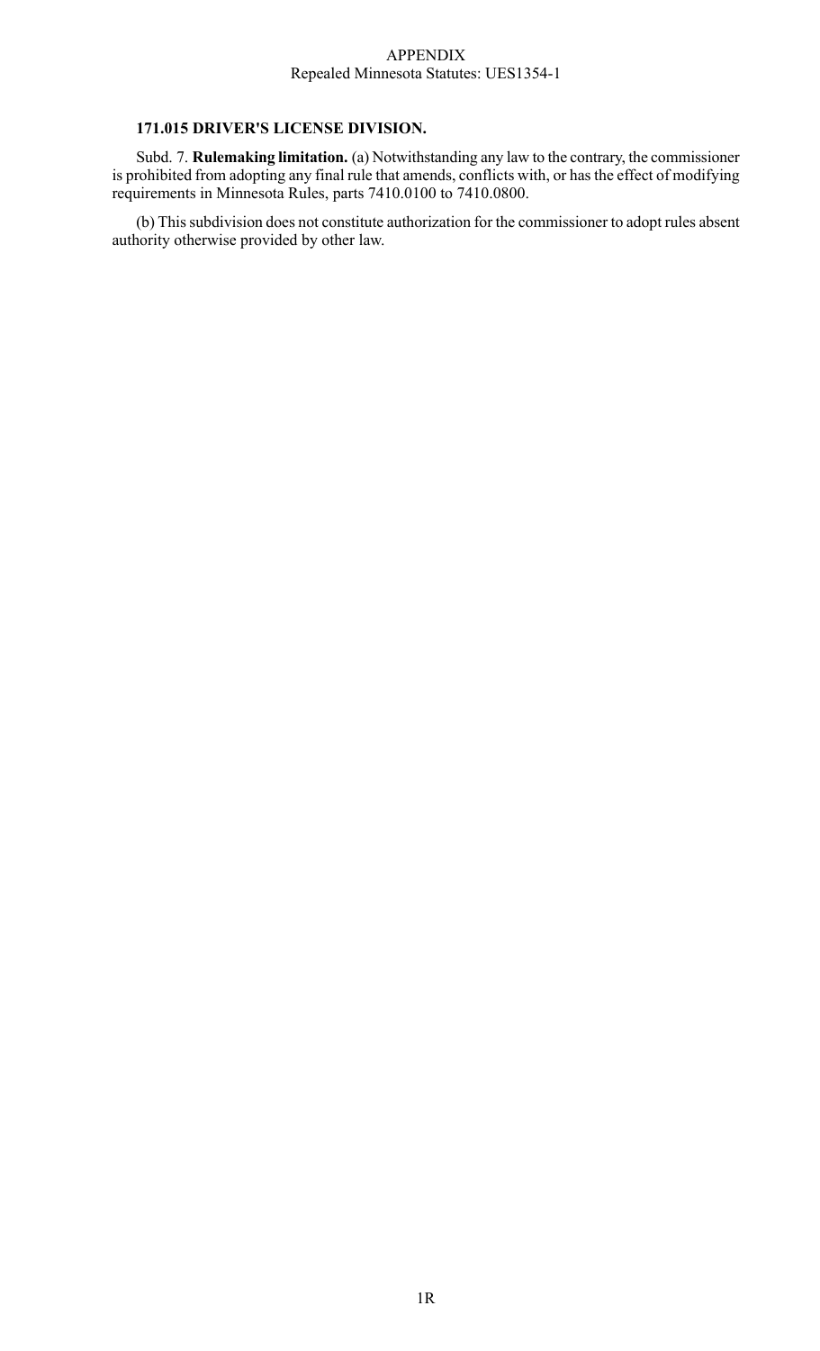### 171.015 DRIVER'S LICENSE DIVISION.

Subd. 7. **Rulemaking limitation.** (a) Notwithstanding any law to the contrary, the commissioner is prohibited from adopting any final rule that amends, conflicts with, or has the effect of modifying requirements in Minnesota Rules, parts 7410.0100 to 7410.0800.

(b) This subdivision does not constitute authorization for the commissioner to adopt rules absent authority otherwise provided by other law.